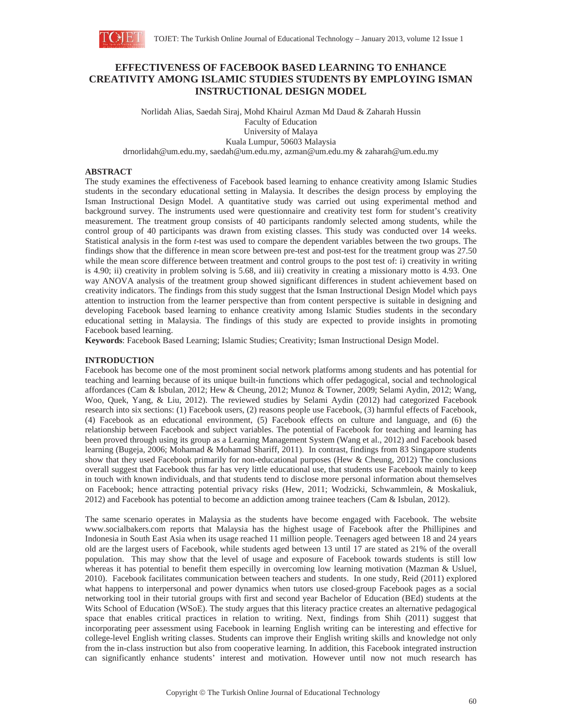# EFFECTIVENESS OF FACEBOOK BASED LEARNING TO ENHANCE CREATIVITY AMONG ISLAMIC STUDIES STUDENTS BY EMPLOYING ISMAN INSTRUCTIONAL DESIGN MODEL

Norlidah Alias, Saedah Siraj, Mohd Khairul Azman Md Daud & Zaharah Hussin
Faculty of Education
University of Malaya
Kuala Lumpur, 50603 Malaysia
drnorlidah@um.edu.my, saedah@um.edu.my, azman@um.edu.my & zaharah@um.edu.my

## ABSTRACT

The study examines the effectiveness of Facebook based learning to enhance creativity among Islamic Studies students in the secondary educational setting in Malaysia. It describes the design process by employing the Isman Instructional Design Model. A quantitative study was carried out using experimental method and background survey. The instruments used were questionnaire and creativity test form for student's creativity measurement. The treatment group consists of 40 participants randomly selected among students, while the control group of 40 participants was drawn from existing classes. This study was conducted over 14 weeks. Statistical analysis in the form *t*-test was used to compare the dependent variables between the two groups. The findings show that the difference in mean score between pre-test and post-test for the treatment group was 27.50 while the mean score difference between treatment and control groups to the post test of: i) creativity in writing is 4.90; ii) creativity in problem solving is 5.68, and iii) creativity in creating a missionary motto is 4.93. One way ANOVA analysis of the treatment group showed significant differences in student achievement based on creativity indicators. The findings from this study suggest that the Isman Instructional Design Model which pays attention to instruction from the learner perspective than from content perspective is suitable in designing and developing Facebook based learning to enhance creativity among Islamic Studies students in the secondary educational setting in Malaysia. The findings of this study are expected to provide insights in promoting Facebook based learning.

**Keywords**: Facebook Based Learning; Islamic Studies; Creativity; Isman Instructional Design Model.

## INTRODUCTION

Facebook has become one of the most prominent social network platforms among students and has potential for teaching and learning because of its unique built-in functions which offer pedagogical, social and technological affordances (Cam & Isbulan, 2012; Hew & Cheung, 2012; Munoz & Towner, 2009; Selami Aydin, 2012; Wang, Woo, Quek, Yang, & Liu, 2012). The reviewed studies by Selami Aydin (2012) had categorized Facebook research into six sections: (1) Facebook users, (2) reasons people use Facebook, (3) harmful effects of Facebook, (4) Facebook as an educational environment, (5) Facebook effects on culture and language, and (6) the relationship between Facebook and subject variables. The potential of Facebook for teaching and learning has been proved through using its group as a Learning Management System (Wang et al., 2012) and Facebook based learning (Bugeja, 2006; Mohamad & Mohamad Shariff, 2011). In contrast, findings from 83 Singapore students show that they used Facebook primarily for non-educational purposes (Hew & Cheung, 2012) The conclusions overall suggest that Facebook thus far has very little educational use, that students use Facebook mainly to keep in touch with known individuals, and that students tend to disclose more personal information about themselves on Facebook; hence attracting potential privacy risks (Hew, 2011; Wodzicki, Schwammlein, & Moskaliuk, 2012) and Facebook has potential to become an addiction among trainee teachers (Cam & Isbulan, 2012).

The same scenario operates in Malaysia as the students have become engaged with Facebook. The website www.socialbakers.com reports that Malaysia has the highest usage of Facebook after the Phillipines and Indonesia in South East Asia when its usage reached 11 million people. Teenagers aged between 18 and 24 years old are the largest users of Facebook, while students aged between 13 until 17 are stated as 21% of the overall population. This may show that the level of usage and exposure of Facebook towards students is still low whereas it has potential to benefit them especilly in overcoming low learning motivation (Mazman & Usluel, 2010). Facebook facilitates communication between teachers and students. In one study, Reid (2011) explored what happens to interpersonal and power dynamics when tutors use closed-group Facebook pages as a social networking tool in their tutorial groups with first and second year Bachelor of Education (BEd) students at the Wits School of Education (WSoE). The study argues that this literacy practice creates an alternative pedagogical space that enables critical practices in relation to writing. Next, findings from Shih (2011) suggest that incorporating peer assessment using Facebook in learning English writing can be interesting and effective for college-level English writing classes. Students can improve their English writing skills and knowledge not only from the in-class instruction but also from cooperative learning. In addition, this Facebook integrated instruction can significantly enhance students' interest and motivation. However until now not much research has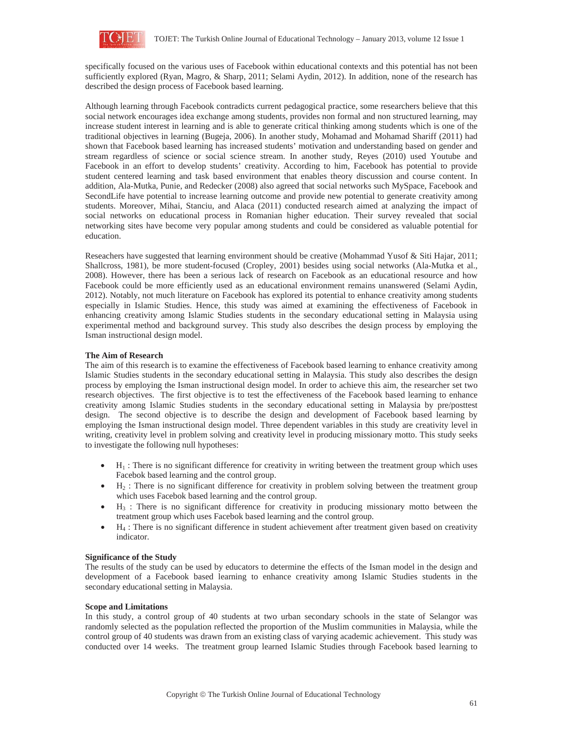specifically focused on the various uses of Facebook within educational contexts and this potential has not been sufficiently explored (Ryan, Magro, & Sharp, 2011; Selami Aydin, 2012). In addition, none of the research has described the design process of Facebook based learning.

Although learning through Facebook contradicts current pedagogical practice, some researchers believe that this social network encourages idea exchange among students, provides non formal and non structured learning, may increase student interest in learning and is able to generate critical thinking among students which is one of the traditional objectives in learning (Bugeja, 2006). In another study, Mohamad and Mohamad Shariff (2011) had shown that Facebook based learning has increased students' motivation and understanding based on gender and stream regardless of science or social science stream. In another study, Reyes (2010) used Youtube and Facebook in an effort to develop students' creativity. According to him, Facebook has potential to provide student centered learning and task based environment that enables theory discussion and course content. In addition, Ala-Mutka, Punie, and Redecker (2008) also agreed that social networks such MySpace, Facebook and SecondLife have potential to increase learning outcome and provide new potential to generate creativity among students. Moreover, Mihai, Stanciu, and Alaca (2011) conducted research aimed at analyzing the impact of social networks on educational process in Romanian higher education. Their survey revealed that social networking sites have become very popular among students and could be considered as valuable potential for education.

Reseachers have suggested that learning environment should be creative (Mohammad Yusof & Siti Hajar, 2011; Shallcross, 1981), be more student-focused (Cropley, 2001) besides using social networks (Ala-Mutka et al., 2008). However, there has been a serious lack of research on Facebook as an educational resource and how Facebook could be more efficiently used as an educational environment remains unanswered (Selami Aydin, 2012). Notably, not much literature on Facebook has explored its potential to enhance creativity among students especially in Islamic Studies. Hence, this study was aimed at examining the effectiveness of Facebook in enhancing creativity among Islamic Studies students in the secondary educational setting in Malaysia using experimental method and background survey. This study also describes the design process by employing the Isman instructional design model.

### The Aim of Research

The aim of this research is to examine the effectiveness of Facebook based learning to enhance creativity among Islamic Studies students in the secondary educational setting in Malaysia. This study also describes the design process by employing the Isman instructional design model. In order to achieve this aim, the researcher set two research objectives. The first objective is to test the effectiveness of the Facebook based learning to enhance creativity among Islamic Studies students in the secondary educational setting in Malaysia by pre/posttest design. The second objective is to describe the design and development of Facebook based learning by employing the Isman instructional design model. Three dependent variables in this study are creativity level in writing, creativity level in problem solving and creativity level in producing missionary motto. This study seeks to investigate the following null hypotheses:

- $H_1$ : There is no significant difference for creativity in writing between the treatment group which uses Facebok based learning and the control group.
- $H_2$ : There is no significant difference for creativity in problem solving between the treatment group which uses Facebok based learning and the control group.
- $H_3$ : There is no significant difference for creativity in producing missionary motto between the treatment group which uses Facebok based learning and the control group.
- $H_4$ : There is no significant difference in student achievement after treatment given based on creativity indicator.

### Significance of the Study

The results of the study can be used by educators to determine the effects of the Isman model in the design and development of a Facebook based learning to enhance creativity among Islamic Studies students in the secondary educational setting in Malaysia.

### Scope and Limitations

In this study, a control group of 40 students at two urban secondary schools in the state of Selangor was randomly selected as the population reflected the proportion of the Muslim communities in Malaysia, while the control group of 40 students was drawn from an existing class of varying academic achievement. This study was conducted over 14 weeks. The treatment group learned Islamic Studies through Facebook based learning to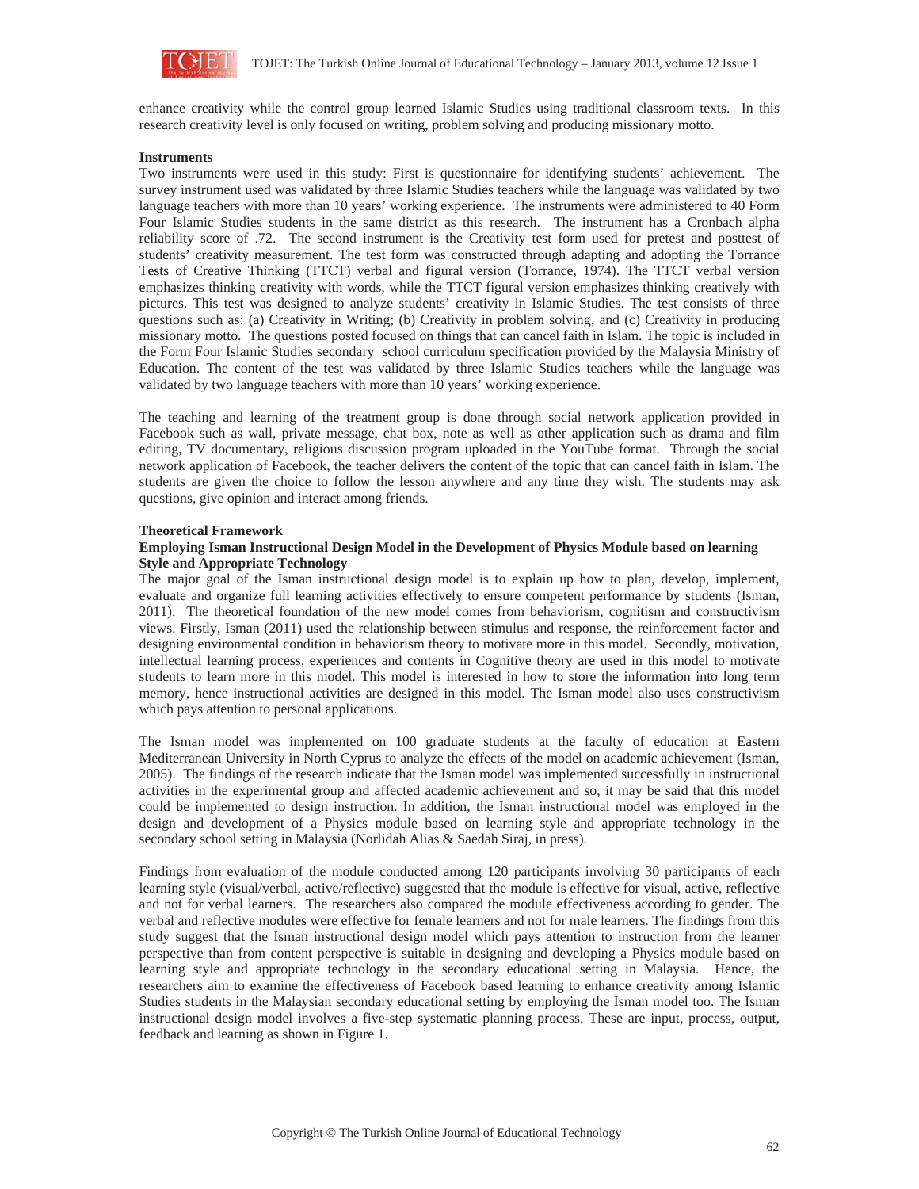enhance creativity while the control group learned Islamic Studies using traditional classroom texts. In this research creativity level is only focused on writing, problem solving and producing missionary motto.

**Instruments**

Two instruments were used in this study: First is questionnaire for identifying students' achievement. The survey instrument used was validated by three Islamic Studies teachers while the language was validated by two language teachers with more than 10 years' working experience. The instruments were administered to 40 Form Four Islamic Studies students in the same district as this research. The instrument has a Cronbach alpha reliability score of .72. The second instrument is the Creativity test form used for pretest and posttest of students' creativity measurement. The test form was constructed through adapting and adopting the Torrance Tests of Creative Thinking (TTCT) verbal and figural version (Torrance, 1974). The TTCT verbal version emphasizes thinking creativity with words, while the TTCT figural version emphasizes thinking creatively with pictures. This test was designed to analyze students' creativity in Islamic Studies. The test consists of three questions such as: (a) Creativity in Writing; (b) Creativity in problem solving, and (c) Creativity in producing missionary motto. The questions posted focused on things that can cancel faith in Islam. The topic is included in the Form Four Islamic Studies secondary school curriculum specification provided by the Malaysia Ministry of Education. The content of the test was validated by three Islamic Studies teachers while the language was validated by two language teachers with more than 10 years' working experience.

The teaching and learning of the treatment group is done through social network application provided in Facebook such as wall, private message, chat box, note as well as other application such as drama and film editing, TV documentary, religious discussion program uploaded in the YouTube format. Through the social network application of Facebook, the teacher delivers the content of the topic that can cancel faith in Islam. The students are given the choice to follow the lesson anywhere and any time they wish. The students may ask questions, give opinion and interact among friends.

**Theoretical Framework**

**Employing Isman Instructional Design Model in the Development of Physics Module based on learning Style and Appropriate Technology**

The major goal of the Isman instructional design model is to explain up how to plan, develop, implement, evaluate and organize full learning activities effectively to ensure competent performance by students (Isman, 2011). The theoretical foundation of the new model comes from behaviorism, cognitism and constructivism views. Firstly, Isman (2011) used the relationship between stimulus and response, the reinforcement factor and designing environmental condition in behaviorism theory to motivate more in this model. Secondly, motivation, intellectual learning process, experiences and contents in Cognitive theory are used in this model to motivate students to learn more in this model. This model is interested in how to store the information into long term memory, hence instructional activities are designed in this model. The Isman model also uses constructivism which pays attention to personal applications.

The Isman model was implemented on 100 graduate students at the faculty of education at Eastern Mediterranean University in North Cyprus to analyze the effects of the model on academic achievement (Isman, 2005). The findings of the research indicate that the Isman model was implemented successfully in instructional activities in the experimental group and affected academic achievement and so, it may be said that this model could be implemented to design instruction. In addition, the Isman instructional model was employed in the design and development of a Physics module based on learning style and appropriate technology in the secondary school setting in Malaysia (Norlidah Alias & Saedah Siraj, in press).

Findings from evaluation of the module conducted among 120 participants involving 30 participants of each learning style (visual/verbal, active/reflective) suggested that the module is effective for visual, active, reflective and not for verbal learners. The researchers also compared the module effectiveness according to gender. The verbal and reflective modules were effective for female learners and not for male learners. The findings from this study suggest that the Isman instructional design model which pays attention to instruction from the learner perspective than from content perspective is suitable in designing and developing a Physics module based on learning style and appropriate technology in the secondary educational setting in Malaysia. Hence, the researchers aim to examine the effectiveness of Facebook based learning to enhance creativity among Islamic Studies students in the Malaysian secondary educational setting by employing the Isman model too. The Isman instructional design model involves a five-step systematic planning process. These are input, process, output, feedback and learning as shown in Figure 1.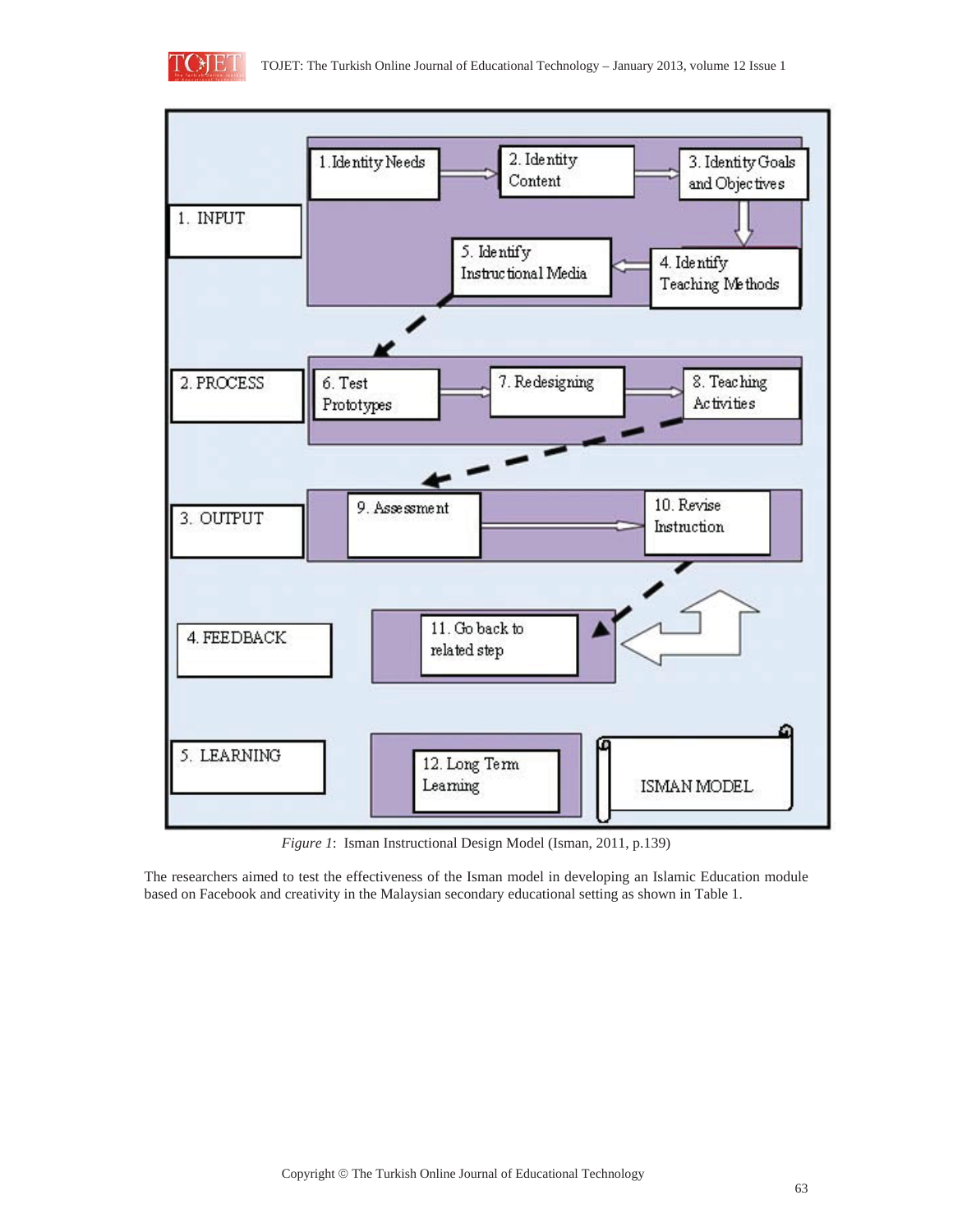| | | | |
|---|---|---|---|
| 1. INPUT | 1. Identity Needs | 2. Identity Content | 3. Identity Goals and Objectives |
| | 5. Identify Instructional Media | | 4. Identify Teaching Methods |
| 2. PROCESS | 6. Test Prototypes | 7. Redesigning | 8. Teaching Activities |
| 3. OUTPUT | 9. Assessment | | 10. Revise Instruction |
| 4. FEEDBACK | 11. Go back to related step | | |
| 5. LEARNING | 12. Long Term Learning | | ISMAN MODEL |

*Figure 1*: Isman Instructional Design Model (Isman, 2011, p.139)

The researchers aimed to test the effectiveness of the Isman model in developing an Islamic Education module based on Facebook and creativity in the Malaysian secondary educational setting as shown in Table 1.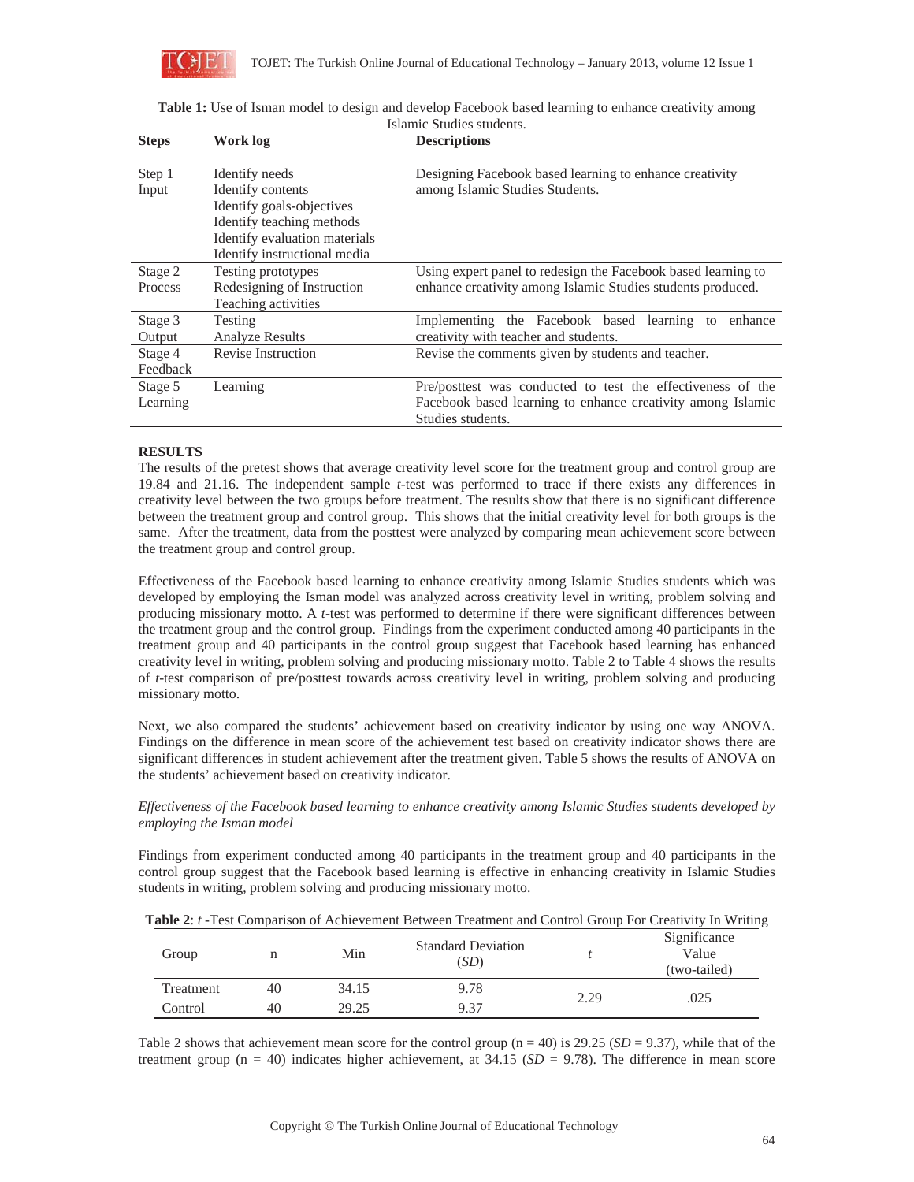**Table 1:** Use of Isman model to design and develop Facebook based learning to enhance creativity among Islamic Studies students.

| Steps | Work log | Descriptions |
|---|---|---|
| Step 1<br>Input | Identify needs<br>Identify contents<br>Identify goals-objectives<br>Identify teaching methods<br>Identify evaluation materials<br>Identify instructional media | Designing Facebook based learning to enhance creativity among Islamic Studies Students. |
| Stage 2<br>Process | Testing prototypes<br>Redesigning of Instruction<br>Teaching activities | Using expert panel to redesign the Facebook based learning to enhance creativity among Islamic Studies students produced. |
| Stage 3<br>Output | Testing<br>Analyze Results | Implementing the Facebook based learning to enhance creativity with teacher and students. |
| Stage 4<br>Feedback | Revise Instruction | Revise the comments given by students and teacher. |
| Stage 5<br>Learning | Learning | Pre/posttest was conducted to test the effectiveness of the Facebook based learning to enhance creativity among Islamic Studies students. |

## RESULTS

The results of the pretest shows that average creativity level score for the treatment group and control group are 19.84 and 21.16. The independent sample *t*-test was performed to trace if there exists any differences in creativity level between the two groups before treatment. The results show that there is no significant difference between the treatment group and control group. This shows that the initial creativity level for both groups is the same. After the treatment, data from the posttest were analyzed by comparing mean achievement score between the treatment group and control group.

Effectiveness of the Facebook based learning to enhance creativity among Islamic Studies students which was developed by employing the Isman model was analyzed across creativity level in writing, problem solving and producing missionary motto. A *t*-test was performed to determine if there were significant differences between the treatment group and the control group. Findings from the experiment conducted among 40 participants in the treatment group and 40 participants in the control group suggest that Facebook based learning has enhanced creativity level in writing, problem solving and producing missionary motto. Table 2 to Table 4 shows the results of *t*-test comparison of pre/posttest towards across creativity level in writing, problem solving and producing missionary motto.

Next, we also compared the students' achievement based on creativity indicator by using one way ANOVA. Findings on the difference in mean score of the achievement test based on creativity indicator shows there are significant differences in student achievement after the treatment given. Table 5 shows the results of ANOVA on the students' achievement based on creativity indicator.

*Effectiveness of the Facebook based learning to enhance creativity among Islamic Studies students developed by employing the Isman model*

Findings from experiment conducted among 40 participants in the treatment group and 40 participants in the control group suggest that the Facebook based learning is effective in enhancing creativity in Islamic Studies students in writing, problem solving and producing missionary motto.

**Table 2**: *t* -Test Comparison of Achievement Between Treatment and Control Group For Creativity In Writing

| Group | n | Min | Standard Deviation (*SD*) | *t* | Significance Value (two-tailed) |
|---|---|---|---|---|---|
| Treatment | 40 | 34.15 | 9.78 | 2.29 | .025 |
| Control | 40 | 29.25 | 9.37 | | |

Table 2 shows that achievement mean score for the control group (n = 40) is 29.25 (*SD* = 9.37), while that of the treatment group (n = 40) indicates higher achievement, at 34.15 (*SD* = 9.78). The difference in mean score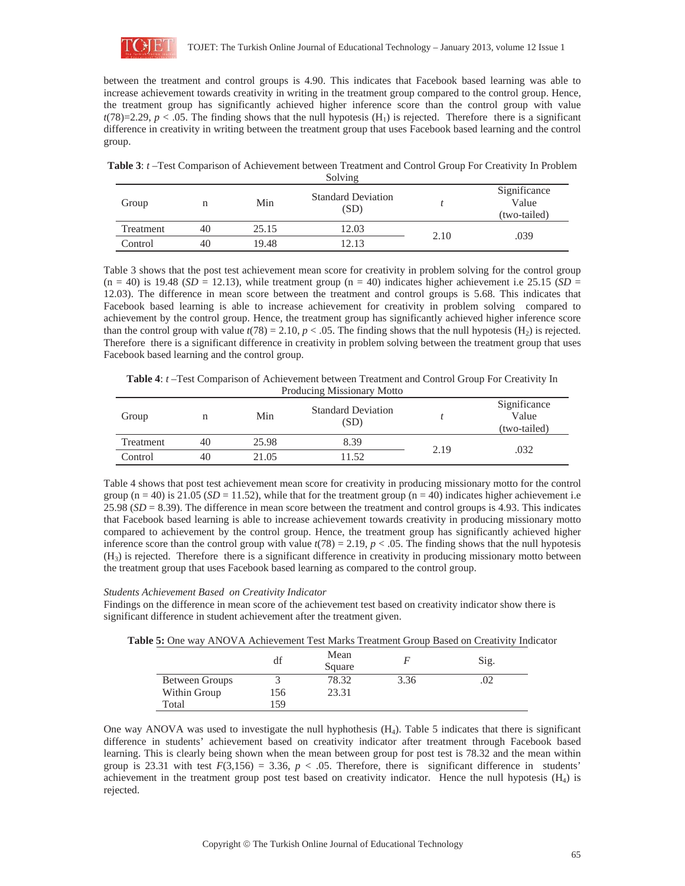between the treatment and control groups is 4.90. This indicates that Facebook based learning was able to increase achievement towards creativity in writing in the treatment group compared to the control group. Hence, the treatment group has significantly achieved higher inference score than the control group with value $t(78)=2.29$, $p < .05$. The finding shows that the null hypothesis ($H_1$) is rejected. Therefore there is a significant difference in creativity in writing between the treatment group that uses Facebook based learning and the control group.

**Table 3**: *t* –Test Comparison of Achievement between Treatment and Control Group For Creativity In Problem Solving

| Group | n | Min | Standard Deviation (SD) | *t* | Significance Value (two-tailed) |
|---|---|---|---|---|---|
| Treatment | 40 | 25.15 | 12.03 | 2.10 | .039 |
| Control | 40 | 19.48 | 12.13 | | |

Table 3 shows that the post test achievement mean score for creativity in problem solving for the control group (n = 40) is 19.48 (*SD* = 12.13), while treatment group (n = 40) indicates higher achievement i.e 25.15 (*SD* = 12.03). The difference in mean score between the treatment and control groups is 5.68. This indicates that Facebook based learning is able to increase achievement for creativity in problem solving compared to achievement by the control group. Hence, the treatment group has significantly achieved higher inference score than the control group with value $t(78) = 2.10$, $p < .05$. The finding shows that the null hypothesis ($H_2$) is rejected. Therefore there is a significant difference in creativity in problem solving between the treatment group that uses Facebook based learning and the control group.

**Table 4**: *t* –Test Comparison of Achievement between Treatment and Control Group For Creativity In Producing Missionary Motto

| Group | n | Min | Standard Deviation (SD) | *t* | Significance Value (two-tailed) |
|---|---|---|---|---|---|
| Treatment | 40 | 25.98 | 8.39 | 2.19 | .032 |
| Control | 40 | 21.05 | 11.52 | | |

Table 4 shows that post test achievement mean score for creativity in producing missionary motto for the control group (n = 40) is 21.05 (*SD* = 11.52), while that for the treatment group (n = 40) indicates higher achievement i.e 25.98 (*SD* = 8.39). The difference in mean score between the treatment and control groups is 4.93. This indicates that Facebook based learning is able to increase achievement towards creativity in producing missionary motto compared to achievement by the control group. Hence, the treatment group has significantly achieved higher inference score than the control group with value $t(78) = 2.19$, $p < .05$. The finding shows that the null hypothesis ($H_3$) is rejected. Therefore there is a significant difference in creativity in producing missionary motto between the treatment group that uses Facebook based learning as compared to the control group.

*Students Achievement Based on Creativity Indicator*

Findings on the difference in mean score of the achievement test based on creativity indicator show there is significant difference in student achievement after the treatment given.

**Table 5:** One way ANOVA Achievement Test Marks Treatment Group Based on Creativity Indicator

| | df | Mean Square | *F* | Sig. |
|---|---|---|---|---|
| Between Groups | 3 | 78.32 | 3.36 | .02 |
| Within Group | 156 | 23.31 | | |
| Total | 159 | | | |

One way ANOVA was used to investigate the null hyphothesis ($H_4$). Table 5 indicates that there is significant difference in students' achievement based on creativity indicator after treatment through Facebook based learning. This is clearly being shown when the mean between group for post test is 78.32 and the mean within group is 23.31 with test $F(3,156) = 3.36$, $p < .05$. Therefore, there is significant difference in students' achievement in the treatment group post test based on creativity indicator. Hence the null hypothesis ($H_4$) is rejected.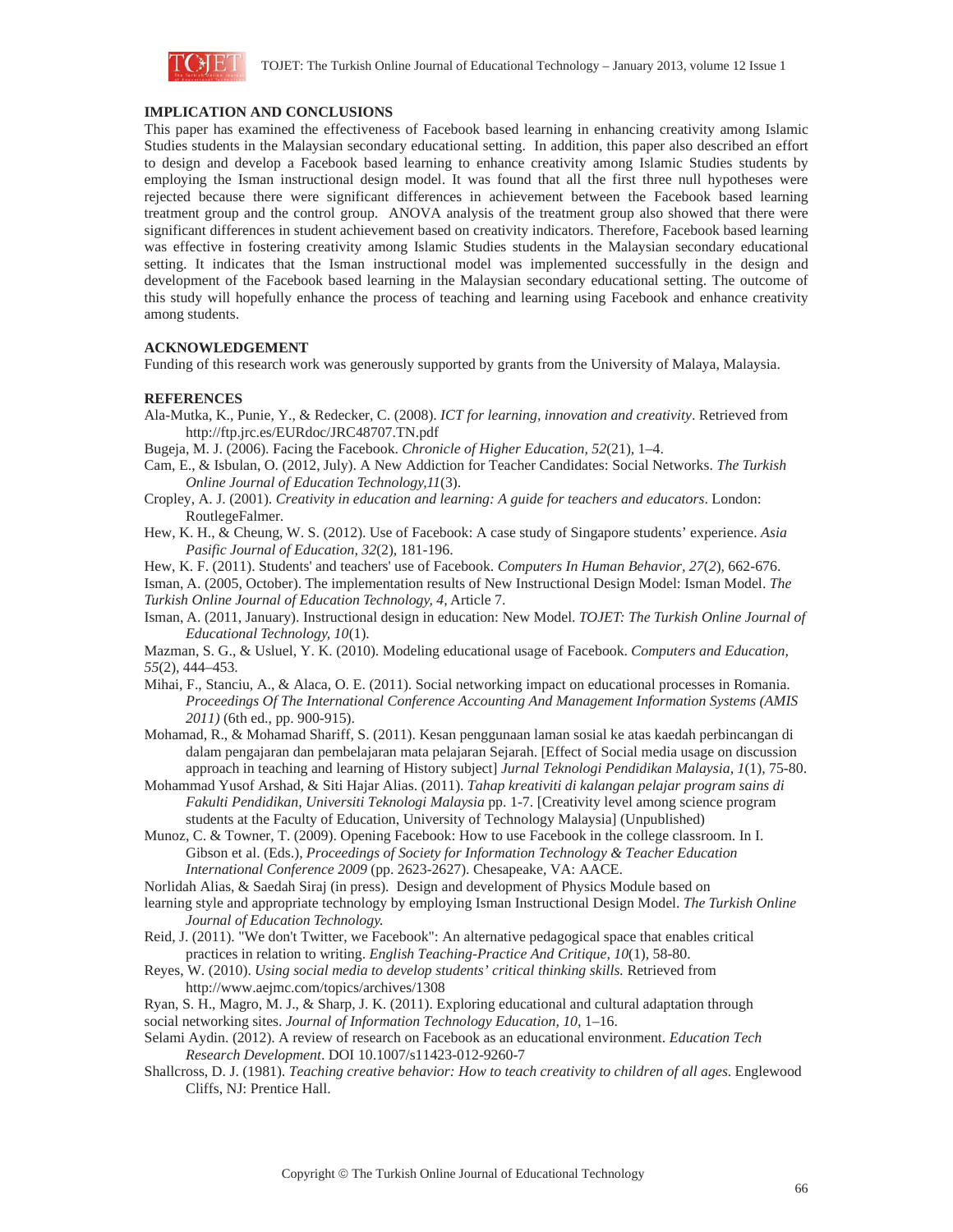## IMPLICATION AND CONCLUSIONS

This paper has examined the effectiveness of Facebook based learning in enhancing creativity among Islamic Studies students in the Malaysian secondary educational setting. In addition, this paper also described an effort to design and develop a Facebook based learning to enhance creativity among Islamic Studies students by employing the Isman instructional design model. It was found that all the first three null hypotheses were rejected because there were significant differences in achievement between the Facebook based learning treatment group and the control group. ANOVA analysis of the treatment group also showed that there were significant differences in student achievement based on creativity indicators. Therefore, Facebook based learning was effective in fostering creativity among Islamic Studies students in the Malaysian secondary educational setting. It indicates that the Isman instructional model was implemented successfully in the design and development of the Facebook based learning in the Malaysian secondary educational setting. The outcome of this study will hopefully enhance the process of teaching and learning using Facebook and enhance creativity among students.

## ACKNOWLEDGEMENT

Funding of this research work was generously supported by grants from the University of Malaya, Malaysia.

## REFERENCES

Ala-Mutka, K., Punie, Y., & Redecker, C. (2008). *ICT for learning, innovation and creativity*. Retrieved from http://ftp.jrc.es/EURdoc/JRC48707.TN.pdf

Bugeja, M. J. (2006). Facing the Facebook. *Chronicle of Higher Education, 52*(21), 1–4.

Cam, E., & Isbulan, O. (2012, July). A New Addiction for Teacher Candidates: Social Networks. *The Turkish Online Journal of Education Technology,11*(3).

Cropley, A. J. (2001). *Creativity in education and learning: A guide for teachers and educators*. London: RoutlegeFalmer.

Hew, K. H., & Cheung, W. S. (2012). Use of Facebook: A case study of Singapore students' experience. *Asia Pasific Journal of Education, 32*(2), 181-196.

Hew, K. F. (2011). Students' and teachers' use of Facebook. *Computers In Human Behavior, 27*(*2*), 662-676.

Isman, A. (2005, October). The implementation results of New Instructional Design Model: Isman Model. *The Turkish Online Journal of Educational Technology, 4,* Article 7.

Isman, A. (2011, January). Instructional design in education: New Model. *TOJET: The Turkish Online Journal of Educational Technology, 10*(1).

Mazman, S. G., & Usluel, Y. K. (2010). Modeling educational usage of Facebook. *Computers and Education, 55*(2), 444–453.

Mihai, F., Stanciu, A., & Alaca, O. E. (2011). Social networking impact on educational processes in Romania. *Proceedings Of The International Conference Accounting And Management Information Systems (AMIS 2011)* (6th ed., pp. 900-915).

Mohamad, R., & Mohamad Shariff, S. (2011). Kesan penggunaan laman sosial ke atas kaedah perbincangan di dalam pengajaran dan pembelajaran mata pelajaran Sejarah. [Effect of Social media usage on discussion approach in teaching and learning of History subject] *Jurnal Teknologi Pendidikan Malaysia, 1*(1), 75-80.

Mohammad Yusof Arshad, & Siti Hajar Alias. (2011). *Tahap kreativiti di kalangan pelajar program sains di Fakulti Pendidikan, Universiti Teknologi Malaysia* pp. 1-7. [Creativity level among science program students at the Faculty of Education, University of Technology Malaysia] (Unpublished)

Munoz, C. & Towner, T. (2009). Opening Facebook: How to use Facebook in the college classroom. In I. Gibson et al. (Eds.), *Proceedings of Society for Information Technology & Teacher Education International Conference 2009* (pp. 2623-2627). Chesapeake, VA: AACE.

Norlidah Alias, & Saedah Siraj (in press). Design and development of Physics Module based on learning style and appropriate technology by employing Isman Instructional Design Model. *The Turkish Online Journal of Education Technology.*

Reid, J. (2011). "We don't Twitter, we Facebook": An alternative pedagogical space that enables critical practices in relation to writing. *English Teaching-Practice And Critique, 10*(1), 58-80.

Reyes, W. (2010). *Using social media to develop students' critical thinking skills.* Retrieved from http://www.aejmc.com/topics/archives/1308

Ryan, S. H., Magro, M. J., & Sharp, J. K. (2011). Exploring educational and cultural adaptation through social networking sites. *Journal of Information Technology Education, 10,* 1–16.

Selami Aydin. (2012). A review of research on Facebook as an educational environment. *Education Tech Research Development*. DOI 10.1007/s11423-012-9260-7

Shallcross, D. J. (1981). *Teaching creative behavior: How to teach creativity to children of all ages.* Englewood Cliffs, NJ: Prentice Hall.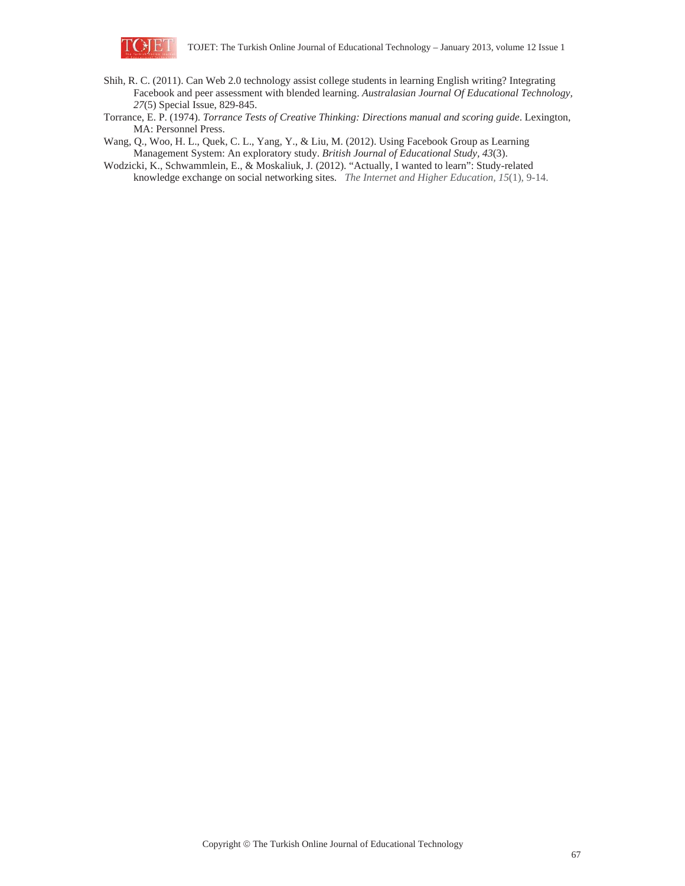Shih, R. C. (2011). Can Web 2.0 technology assist college students in learning English writing? Integrating Facebook and peer assessment with blended learning. *Australasian Journal Of Educational Technology, 27*(5) Special Issue, 829-845.

Torrance, E. P. (1974). *Torrance Tests of Creative Thinking: Directions manual and scoring guide*. Lexington, MA: Personnel Press.

Wang, Q., Woo, H. L., Quek, C. L., Yang, Y., & Liu, M. (2012). Using Facebook Group as Learning Management System: An exploratory study. *British Journal of Educational Study, 43*(3).

Wodzicki, K., Schwammlein, E., & Moskaliuk, J. (2012). "Actually, I wanted to learn": Study-related knowledge exchange on social networking sites. *The Internet and Higher Education, 15*(1), 9-14.